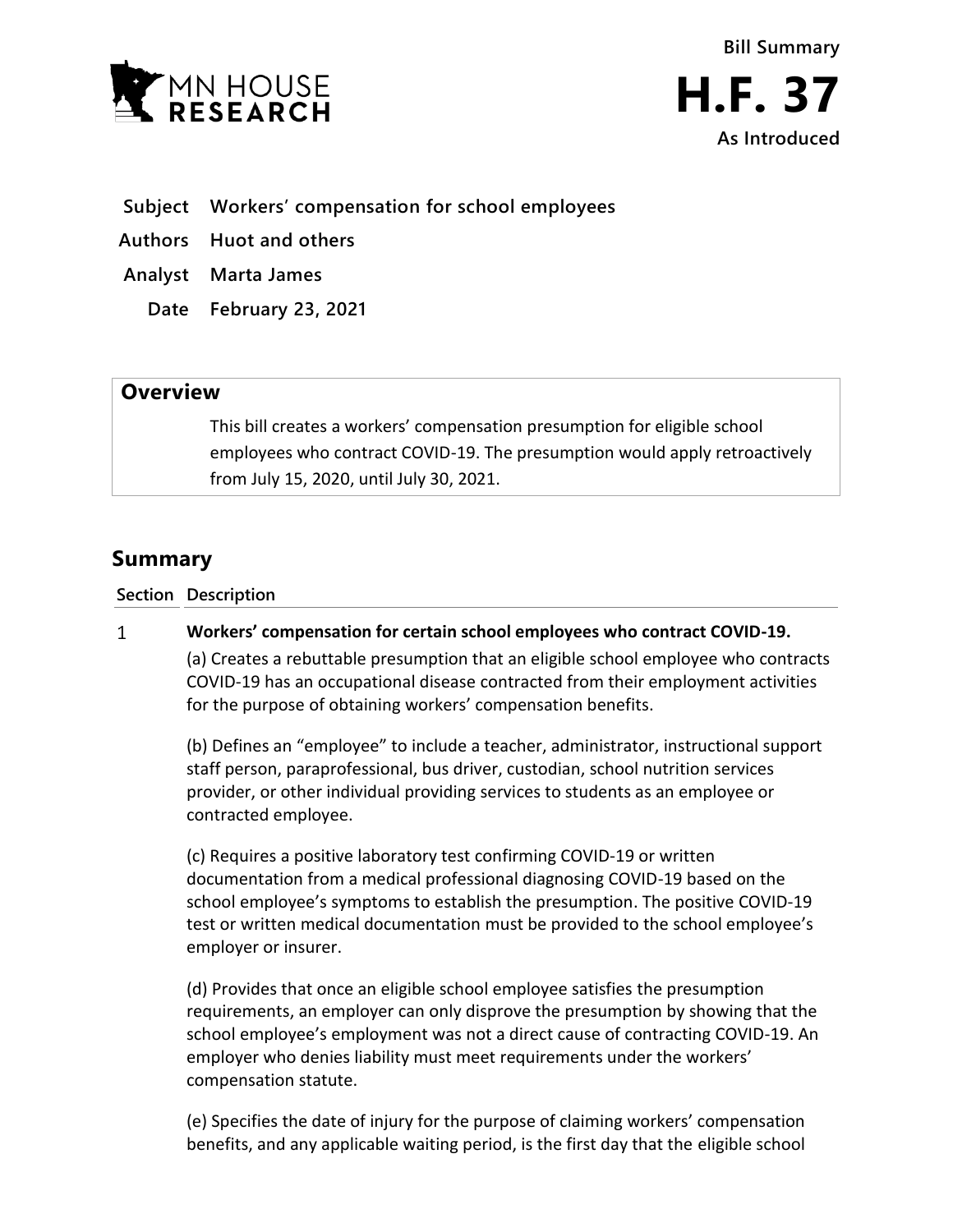MN HOUSE RESEARCH

**Bill Summary**

# H.F. 37

**As Introduced**

| | |
|---|---|
| **Subject** | **Workers' compensation for school employees** |
| **Authors** | **Huot and others** |
| **Analyst** | **Marta James** |
| **Date** | **February 23, 2021** |

## Overview

This bill creates a workers' compensation presumption for eligible school employees who contract COVID-19. The presumption would apply retroactively from July 15, 2020, until July 30, 2021.

## Summary

| Section | Description |
|---|---|
| 1 | **Workers' compensation for certain school employees who contract COVID-19.**<br><br>(a) Creates a rebuttable presumption that an eligible school employee who contracts COVID-19 has an occupational disease contracted from their employment activities for the purpose of obtaining workers' compensation benefits.<br><br>(b) Defines an "employee" to include a teacher, administrator, instructional support staff person, paraprofessional, bus driver, custodian, school nutrition services provider, or other individual providing services to students as an employee or contracted employee.<br><br>(c) Requires a positive laboratory test confirming COVID-19 or written documentation from a medical professional diagnosing COVID-19 based on the school employee's symptoms to establish the presumption. The positive COVID-19 test or written medical documentation must be provided to the school employee's employer or insurer.<br><br>(d) Provides that once an eligible school employee satisfies the presumption requirements, an employer can only disprove the presumption by showing that the school employee's employment was not a direct cause of contracting COVID-19. An employer who denies liability must meet requirements under the workers' compensation statute.<br><br>(e) Specifies the date of injury for the purpose of claiming workers' compensation benefits, and any applicable waiting period, is the first day that the eligible school |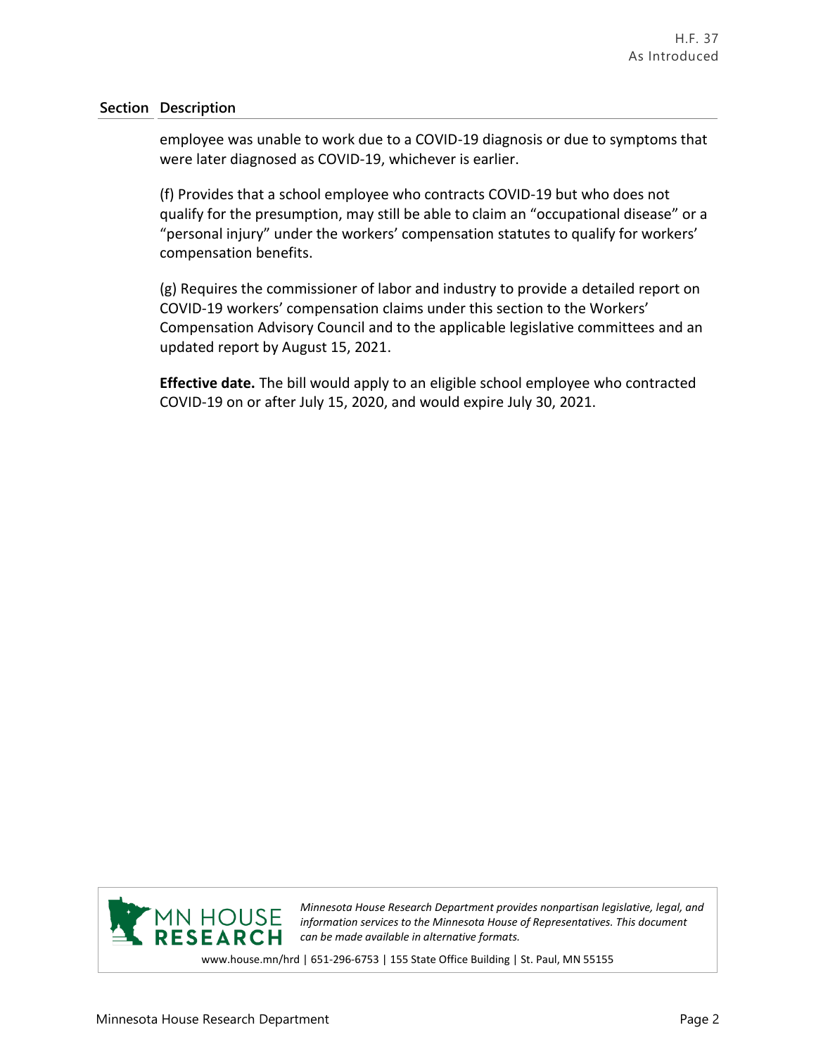| Section | Description |
|---|---|
| | employee was unable to work due to a COVID-19 diagnosis or due to symptoms that were later diagnosed as COVID-19, whichever is earlier. |

(f) Provides that a school employee who contracts COVID-19 but who does not qualify for the presumption, may still be able to claim an "occupational disease" or a "personal injury" under the workers' compensation statutes to qualify for workers' compensation benefits.

(g) Requires the commissioner of labor and industry to provide a detailed report on COVID-19 workers' compensation claims under this section to the Workers' Compensation Advisory Council and to the applicable legislative committees and an updated report by August 15, 2021.

**Effective date.** The bill would apply to an eligible school employee who contracted COVID-19 on or after July 15, 2020, and would expire July 30, 2021.

MN HOUSE RESEARCH

*Minnesota House Research Department provides nonpartisan legislative, legal, and information services to the Minnesota House of Representatives. This document can be made available in alternative formats.*

www.house.mn/hrd | 651-296-6753 | 155 State Office Building | St. Paul, MN 55155